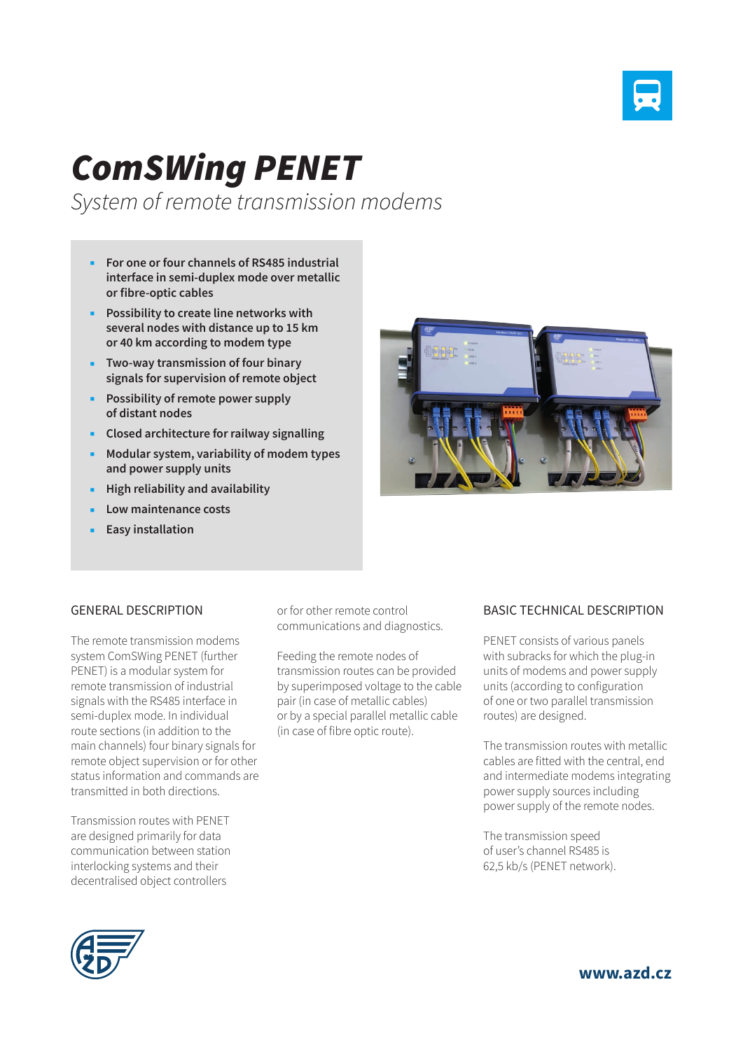# ComSWing PENET

*System of remote transmission modems*

- **For one or four channels of RS485 industrial interface in semi-duplex mode over metallic or fibre-optic cables**
- **Possibility to create line networks with several nodes with distance up to 15 km or 40 km according to modem type**
- **Two-way transmission of four binary signals for supervision of remote object**
- **Possibility of remote power supply of distant nodes**
- **Closed architecture for railway signalling**
- **Modular system, variability of modem types and power supply units**
- **High reliability and availability**
- **Low maintenance costs**
- **Easy installation**

## GENERAL DESCRIPTION

The remote transmission modems system ComSWing PENET (further PENET) is a modular system for remote transmission of industrial signals with the RS485 interface in semi-duplex mode. In individual route sections (in addition to the main channels) four binary signals for remote object supervision or for other status information and commands are transmitted in both directions.

Transmission routes with PENET are designed primarily for data communication between station interlocking systems and their decentralised object controllers or for other remote control communications and diagnostics.

Feeding the remote nodes of transmission routes can be provided by superimposed voltage to the cable pair (in case of metallic cables) or by a special parallel metallic cable (in case of fibre optic route).

## BASIC TECHNICAL DESCRIPTION

PENET consists of various panels with subracks for which the plug-in units of modems and power supply units (according to configuration of one or two parallel transmission routes) are designed.

The transmission routes with metallic cables are fitted with the central, end and intermediate modems integrating power supply sources including power supply of the remote nodes.

The transmission speed of user's channel RS485 is 62,5 kb/s (PENET network).

**www.azd.cz**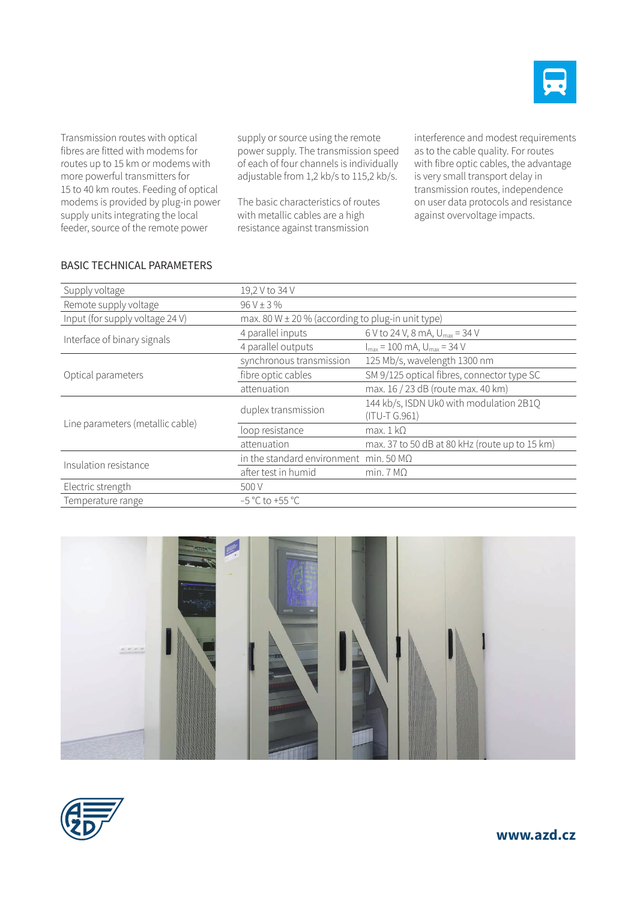Transmission routes with optical fibres are fitted with modems for routes up to 15 km or modems with more powerful transmitters for 15 to 40 km routes. Feeding of optical modems is provided by plug-in power supply units integrating the local feeder, source of the remote power supply or source using the remote power supply. The transmission speed of each of four channels is individually adjustable from 1,2 kb/s to 115,2 kb/s.

The basic characteristics of routes with metallic cables are a high resistance against transmission interference and modest requirements as to the cable quality. For routes with fibre optic cables, the advantage is very small transport delay in transmission routes, independence on user data protocols and resistance against overvoltage impacts.

## BASIC TECHNICAL PARAMETERS

| | | |
|---|---|---|
| Supply voltage | 19,2 V to 34 V | |
| Remote supply voltage | 96 V ± 3 % | |
| Input (for supply voltage 24 V) | max. 80 W ± 20 % (according to plug-in unit type) | |
| Interface of binary signals | 4 parallel inputs | 6 V to 24 V, 8 mA, $U_{max}$ = 34 V |
| | 4 parallel outputs | $I_{max}$ = 100 mA, $U_{max}$ = 34 V |
| Optical parameters | synchronous transmission | 125 Mb/s, wavelength 1300 nm |
| | fibre optic cables | SM 9/125 optical fibres, connector type SC |
| | attenuation | max. 16 / 23 dB (route max. 40 km) |
| Line parameters (metallic cable) | duplex transmission | 144 kb/s, ISDN Uk0 with modulation 2B1Q (ITU-T G.961) |
| | loop resistance | max. 1 kΩ |
| | attenuation | max. 37 to 50 dB at 80 kHz (route up to 15 km) |
| Insulation resistance | in the standard environment | min. 50 MΩ |
| | after test in humid | min. 7 MΩ |
| Electric strength | 500 V | |
| Temperature range | −5 °C to +55 °C | |

www.azd.cz